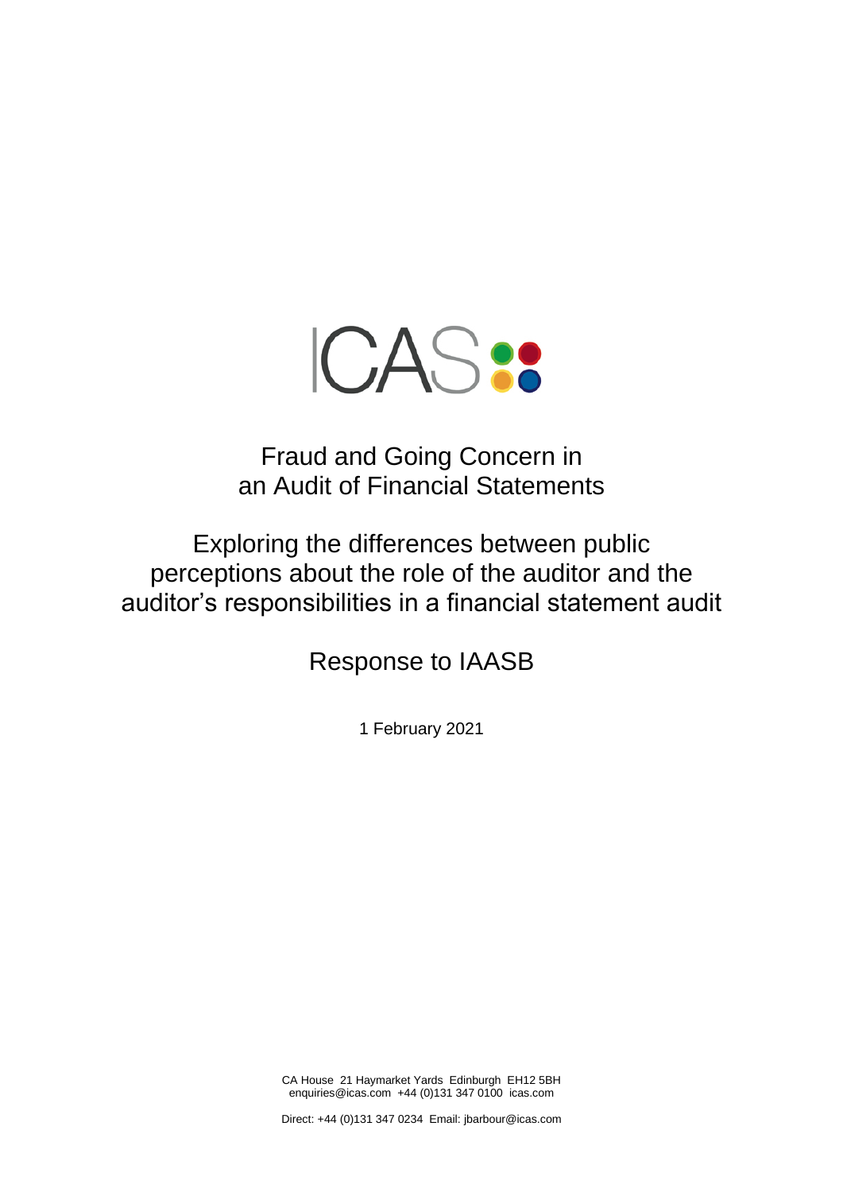ICAS

# Fraud and Going Concern in an Audit of Financial Statements

## Exploring the differences between public perceptions about the role of the auditor and the auditor's responsibilities in a financial statement audit

## Response to IAASB

1 February 2021

CA House 21 Haymarket Yards Edinburgh EH12 5BH
enquiries@icas.com +44 (0)131 347 0100 icas.com

Direct: +44 (0)131 347 0234 Email: jbarbour@icas.com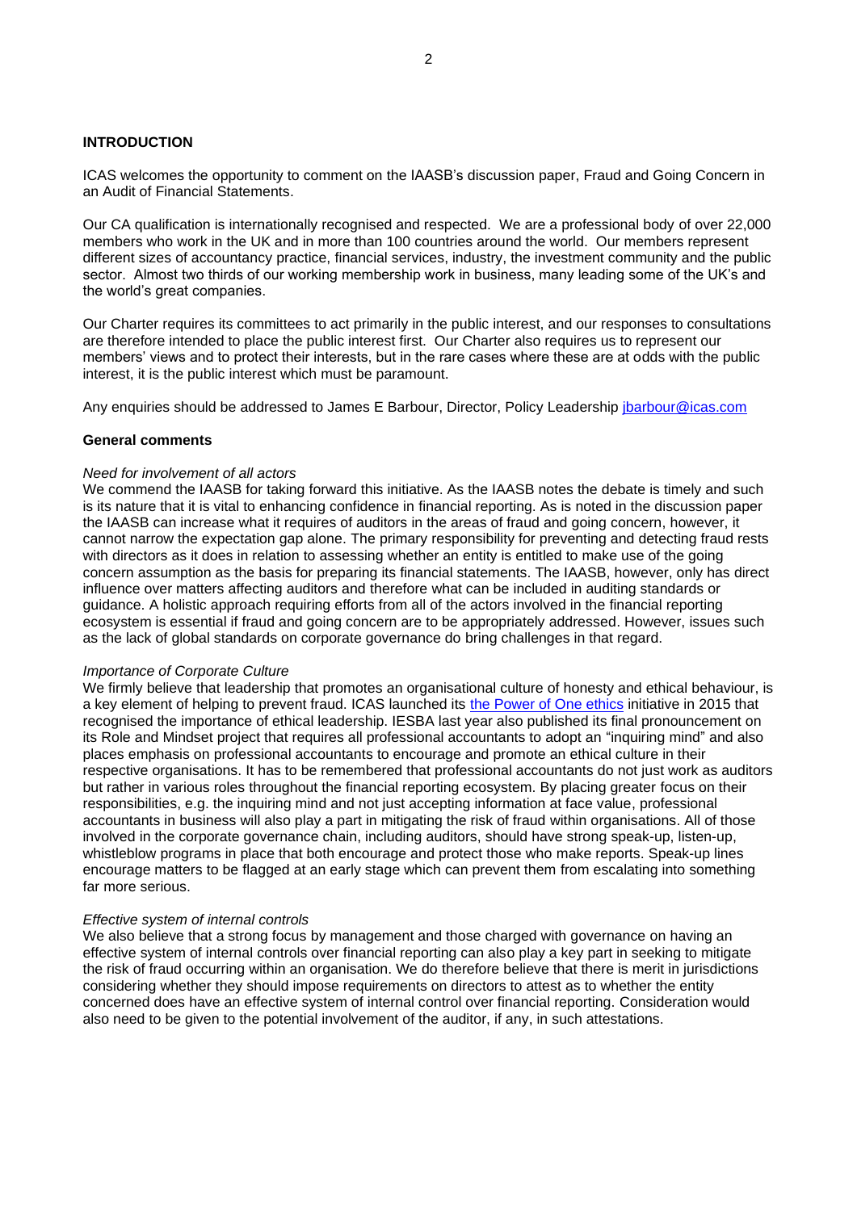## INTRODUCTION

ICAS welcomes the opportunity to comment on the IAASB's discussion paper, Fraud and Going Concern in an Audit of Financial Statements.

Our CA qualification is internationally recognised and respected. We are a professional body of over 22,000 members who work in the UK and in more than 100 countries around the world. Our members represent different sizes of accountancy practice, financial services, industry, the investment community and the public sector. Almost two thirds of our working membership work in business, many leading some of the UK's and the world's great companies.

Our Charter requires its committees to act primarily in the public interest, and our responses to consultations are therefore intended to place the public interest first. Our Charter also requires us to represent our members' views and to protect their interests, but in the rare cases where these are at odds with the public interest, it is the public interest which must be paramount.

Any enquiries should be addressed to James E Barbour, Director, Policy Leadership [jbarbour@icas.com](mailto:jbarbour@icas.com)

### General comments

*Need for involvement of all actors*

We commend the IAASB for taking forward this initiative. As the IAASB notes the debate is timely and such is its nature that it is vital to enhancing confidence in financial reporting. As is noted in the discussion paper the IAASB can increase what it requires of auditors in the areas of fraud and going concern, however, it cannot narrow the expectation gap alone. The primary responsibility for preventing and detecting fraud rests with directors as it does in relation to assessing whether an entity is entitled to make use of the going concern assumption as the basis for preparing its financial statements. The IAASB, however, only has direct influence over matters affecting auditors and therefore what can be included in auditing standards or guidance. A holistic approach requiring efforts from all of the actors involved in the financial reporting ecosystem is essential if fraud and going concern are to be appropriately addressed. However, issues such as the lack of global standards on corporate governance do bring challenges in that regard.

*Importance of Corporate Culture*

We firmly believe that leadership that promotes an organisational culture of honesty and ethical behaviour, is a key element of helping to prevent fraud. ICAS launched its [the Power of One ethics](#) initiative in 2015 that recognised the importance of ethical leadership. IESBA last year also published its final pronouncement on its Role and Mindset project that requires all professional accountants to adopt an "inquiring mind" and also places emphasis on professional accountants to encourage and promote an ethical culture in their respective organisations. It has to be remembered that professional accountants do not just work as auditors but rather in various roles throughout the financial reporting ecosystem. By placing greater focus on their responsibilities, e.g. the inquiring mind and not just accepting information at face value, professional accountants in business will also play a part in mitigating the risk of fraud within organisations. All of those involved in the corporate governance chain, including auditors, should have strong speak-up, listen-up, whistleblow programs in place that both encourage and protect those who make reports. Speak-up lines encourage matters to be flagged at an early stage which can prevent them from escalating into something far more serious.

*Effective system of internal controls*

We also believe that a strong focus by management and those charged with governance on having an effective system of internal controls over financial reporting can also play a key part in seeking to mitigate the risk of fraud occurring within an organisation. We do therefore believe that there is merit in jurisdictions considering whether they should impose requirements on directors to attest as to whether the entity concerned does have an effective system of internal control over financial reporting. Consideration would also need to be given to the potential involvement of the auditor, if any, in such attestations.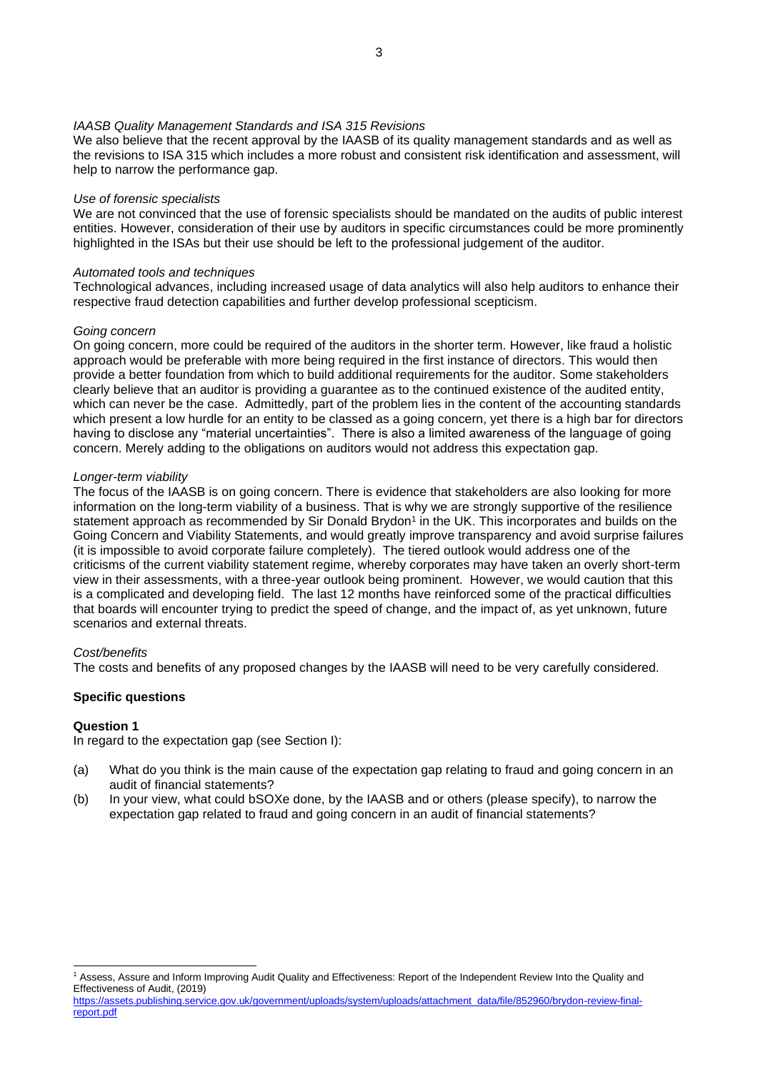*IAASB Quality Management Standards and ISA 315 Revisions*
We also believe that the recent approval by the IAASB of its quality management standards and as well as the revisions to ISA 315 which includes a more robust and consistent risk identification and assessment, will help to narrow the performance gap.

*Use of forensic specialists*
We are not convinced that the use of forensic specialists should be mandated on the audits of public interest entities. However, consideration of their use by auditors in specific circumstances could be more prominently highlighted in the ISAs but their use should be left to the professional judgement of the auditor.

*Automated tools and techniques*
Technological advances, including increased usage of data analytics will also help auditors to enhance their respective fraud detection capabilities and further develop professional scepticism.

*Going concern*
On going concern, more could be required of the auditors in the shorter term. However, like fraud a holistic approach would be preferable with more being required in the first instance of directors. This would then provide a better foundation from which to build additional requirements for the auditor. Some stakeholders clearly believe that an auditor is providing a guarantee as to the continued existence of the audited entity, which can never be the case. Admittedly, part of the problem lies in the content of the accounting standards which present a low hurdle for an entity to be classed as a going concern, yet there is a high bar for directors having to disclose any "material uncertainties". There is also a limited awareness of the language of going concern. Merely adding to the obligations on auditors would not address this expectation gap.

*Longer-term viability*
The focus of the IAASB is on going concern. There is evidence that stakeholders are also looking for more information on the long-term viability of a business. That is why we are strongly supportive of the resilience statement approach as recommended by Sir Donald Brydon[1] in the UK. This incorporates and builds on the Going Concern and Viability Statements, and would greatly improve transparency and avoid surprise failures (it is impossible to avoid corporate failure completely). The tiered outlook would address one of the criticisms of the current viability statement regime, whereby corporates may have taken an overly short-term view in their assessments, with a three-year outlook being prominent. However, we would caution that this is a complicated and developing field. The last 12 months have reinforced some of the practical difficulties that boards will encounter trying to predict the speed of change, and the impact of, as yet unknown, future scenarios and external threats.

*Cost/benefits*
The costs and benefits of any proposed changes by the IAASB will need to be very carefully considered.

**Specific questions**

**Question 1**
In regard to the expectation gap (see Section I):

(a) What do you think is the main cause of the expectation gap relating to fraud and going concern in an audit of financial statements?

(b) In your view, what could bSOXe done, by the IAASB and or others (please specify), to narrow the expectation gap related to fraud and going concern in an audit of financial statements?

[1] Assess, Assure and Inform Improving Audit Quality and Effectiveness: Report of the Independent Review Into the Quality and Effectiveness of Audit, (2019) https://assets.publishing.service.gov.uk/government/uploads/system/uploads/attachment_data/file/852960/brydon-review-final-report.pdf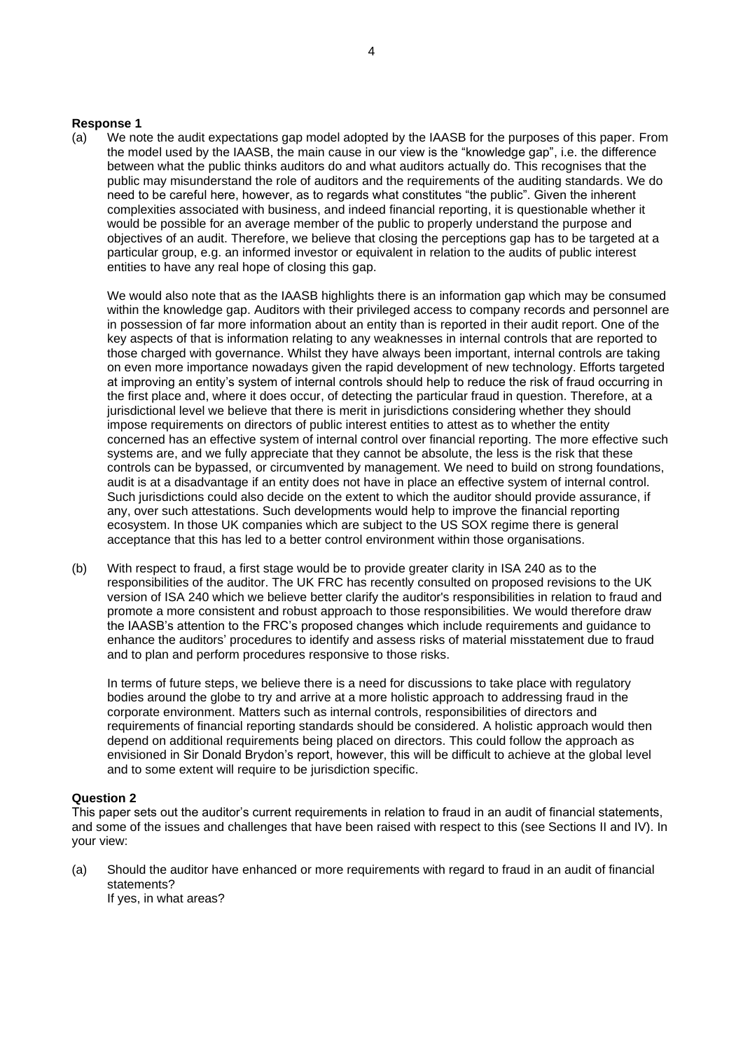**Response 1**

(a) We note the audit expectations gap model adopted by the IAASB for the purposes of this paper. From the model used by the IAASB, the main cause in our view is the "knowledge gap", i.e. the difference between what the public thinks auditors do and what auditors actually do. This recognises that the public may misunderstand the role of auditors and the requirements of the auditing standards. We do need to be careful here, however, as to regards what constitutes "the public". Given the inherent complexities associated with business, and indeed financial reporting, it is questionable whether it would be possible for an average member of the public to properly understand the purpose and objectives of an audit. Therefore, we believe that closing the perceptions gap has to be targeted at a particular group, e.g. an informed investor or equivalent in relation to the audits of public interest entities to have any real hope of closing this gap.

We would also note that as the IAASB highlights there is an information gap which may be consumed within the knowledge gap. Auditors with their privileged access to company records and personnel are in possession of far more information about an entity than is reported in their audit report. One of the key aspects of that is information relating to any weaknesses in internal controls that are reported to those charged with governance. Whilst they have always been important, internal controls are taking on even more importance nowadays given the rapid development of new technology. Efforts targeted at improving an entity's system of internal controls should help to reduce the risk of fraud occurring in the first place and, where it does occur, of detecting the particular fraud in question. Therefore, at a jurisdictional level we believe that there is merit in jurisdictions considering whether they should impose requirements on directors of public interest entities to attest as to whether the entity concerned has an effective system of internal control over financial reporting. The more effective such systems are, and we fully appreciate that they cannot be absolute, the less is the risk that these controls can be bypassed, or circumvented by management. We need to build on strong foundations, audit is at a disadvantage if an entity does not have in place an effective system of internal control. Such jurisdictions could also decide on the extent to which the auditor should provide assurance, if any, over such attestations. Such developments would help to improve the financial reporting ecosystem. In those UK companies which are subject to the US SOX regime there is general acceptance that this has led to a better control environment within those organisations.

(b) With respect to fraud, a first stage would be to provide greater clarity in ISA 240 as to the responsibilities of the auditor. The UK FRC has recently consulted on proposed revisions to the UK version of ISA 240 which we believe better clarify the auditor's responsibilities in relation to fraud and promote a more consistent and robust approach to those responsibilities. We would therefore draw the IAASB's attention to the FRC's proposed changes which include requirements and guidance to enhance the auditors' procedures to identify and assess risks of material misstatement due to fraud and to plan and perform procedures responsive to those risks.

In terms of future steps, we believe there is a need for discussions to take place with regulatory bodies around the globe to try and arrive at a more holistic approach to addressing fraud in the corporate environment. Matters such as internal controls, responsibilities of directors and requirements of financial reporting standards should be considered. A holistic approach would then depend on additional requirements being placed on directors. This could follow the approach as envisioned in Sir Donald Brydon's report, however, this will be difficult to achieve at the global level and to some extent will require to be jurisdiction specific.

**Question 2**

This paper sets out the auditor's current requirements in relation to fraud in an audit of financial statements, and some of the issues and challenges that have been raised with respect to this (see Sections II and IV). In your view:

(a) Should the auditor have enhanced or more requirements with regard to fraud in an audit of financial statements?
If yes, in what areas?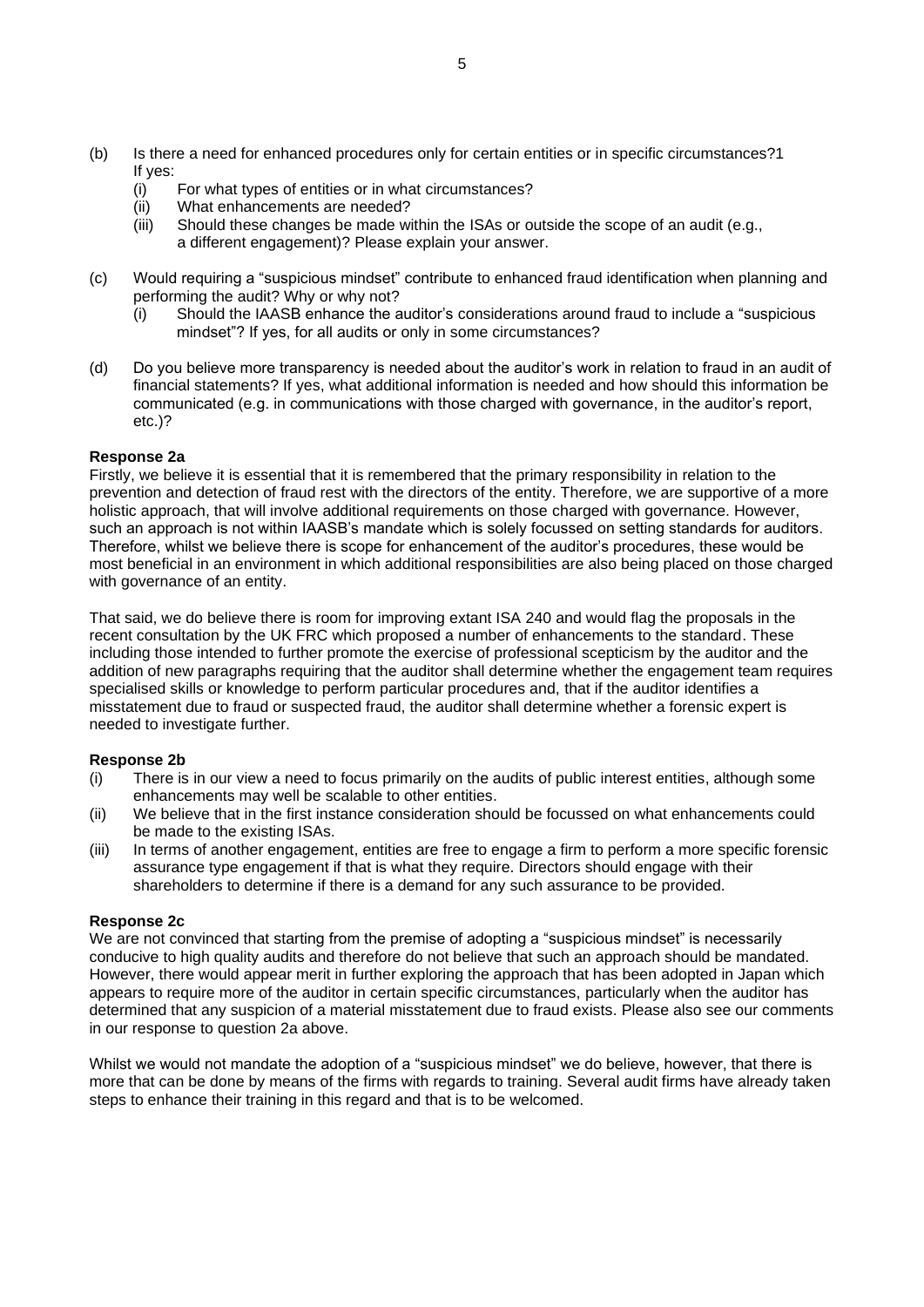(b) Is there a need for enhanced procedures only for certain entities or in specific circumstances?[1] If yes:
   (i) For what types of entities or in what circumstances?
   (ii) What enhancements are needed?
   (iii) Should these changes be made within the ISAs or outside the scope of an audit (e.g., a different engagement)? Please explain your answer.

(c) Would requiring a "suspicious mindset" contribute to enhanced fraud identification when planning and performing the audit? Why or why not?
   (i) Should the IAASB enhance the auditor's considerations around fraud to include a "suspicious mindset"? If yes, for all audits or only in some circumstances?

(d) Do you believe more transparency is needed about the auditor's work in relation to fraud in an audit of financial statements? If yes, what additional information is needed and how should this information be communicated (e.g. in communications with those charged with governance, in the auditor's report, etc.)?

**Response 2a**

Firstly, we believe it is essential that it is remembered that the primary responsibility in relation to the prevention and detection of fraud rest with the directors of the entity. Therefore, we are supportive of a more holistic approach, that will involve additional requirements on those charged with governance. However, such an approach is not within IAASB's mandate which is solely focussed on setting standards for auditors. Therefore, whilst we believe there is scope for enhancement of the auditor's procedures, these would be most beneficial in an environment in which additional responsibilities are also being placed on those charged with governance of an entity.

That said, we do believe there is room for improving extant ISA 240 and would flag the proposals in the recent consultation by the UK FRC which proposed a number of enhancements to the standard. These including those intended to further promote the exercise of professional scepticism by the auditor and the addition of new paragraphs requiring that the auditor shall determine whether the engagement team requires specialised skills or knowledge to perform particular procedures and, that if the auditor identifies a misstatement due to fraud or suspected fraud, the auditor shall determine whether a forensic expert is needed to investigate further.

**Response 2b**

(i) There is in our view a need to focus primarily on the audits of public interest entities, although some enhancements may well be scalable to other entities.
(ii) We believe that in the first instance consideration should be focussed on what enhancements could be made to the existing ISAs.
(iii) In terms of another engagement, entities are free to engage a firm to perform a more specific forensic assurance type engagement if that is what they require. Directors should engage with their shareholders to determine if there is a demand for any such assurance to be provided.

**Response 2c**

We are not convinced that starting from the premise of adopting a "suspicious mindset" is necessarily conducive to high quality audits and therefore do not believe that such an approach should be mandated. However, there would appear merit in further exploring the approach that has been adopted in Japan which appears to require more of the auditor in certain specific circumstances, particularly when the auditor has determined that any suspicion of a material misstatement due to fraud exists. Please also see our comments in our response to question 2a above.

Whilst we would not mandate the adoption of a "suspicious mindset" we do believe, however, that there is more that can be done by means of the firms with regards to training. Several audit firms have already taken steps to enhance their training in this regard and that is to be welcomed.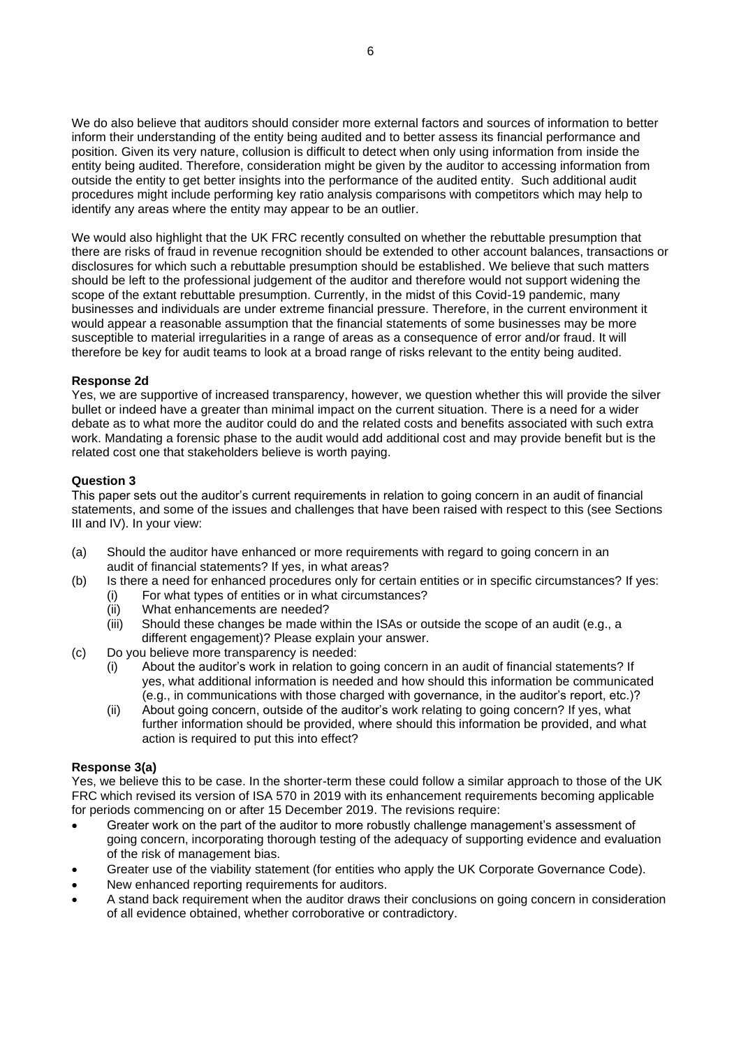We do also believe that auditors should consider more external factors and sources of information to better inform their understanding of the entity being audited and to better assess its financial performance and position. Given its very nature, collusion is difficult to detect when only using information from inside the entity being audited. Therefore, consideration might be given by the auditor to accessing information from outside the entity to get better insights into the performance of the audited entity. Such additional audit procedures might include performing key ratio analysis comparisons with competitors which may help to identify any areas where the entity may appear to be an outlier.

We would also highlight that the UK FRC recently consulted on whether the rebuttable presumption that there are risks of fraud in revenue recognition should be extended to other account balances, transactions or disclosures for which such a rebuttable presumption should be established. We believe that such matters should be left to the professional judgement of the auditor and therefore would not support widening the scope of the extant rebuttable presumption. Currently, in the midst of this Covid-19 pandemic, many businesses and individuals are under extreme financial pressure. Therefore, in the current environment it would appear a reasonable assumption that the financial statements of some businesses may be more susceptible to material irregularities in a range of areas as a consequence of error and/or fraud. It will therefore be key for audit teams to look at a broad range of risks relevant to the entity being audited.

**Response 2d**

Yes, we are supportive of increased transparency, however, we question whether this will provide the silver bullet or indeed have a greater than minimal impact on the current situation. There is a need for a wider debate as to what more the auditor could do and the related costs and benefits associated with such extra work. Mandating a forensic phase to the audit would add additional cost and may provide benefit but is the related cost one that stakeholders believe is worth paying.

**Question 3**

This paper sets out the auditor's current requirements in relation to going concern in an audit of financial statements, and some of the issues and challenges that have been raised with respect to this (see Sections III and IV). In your view:

(a) Should the auditor have enhanced or more requirements with regard to going concern in an audit of financial statements? If yes, in what areas?

(b) Is there a need for enhanced procedures only for certain entities or in specific circumstances? If yes:
   (i) For what types of entities or in what circumstances?
   (ii) What enhancements are needed?
   (iii) Should these changes be made within the ISAs or outside the scope of an audit (e.g., a different engagement)? Please explain your answer.

(c) Do you believe more transparency is needed:
   (i) About the auditor's work in relation to going concern in an audit of financial statements? If yes, what additional information is needed and how should this information be communicated (e.g., in communications with those charged with governance, in the auditor's report, etc.)?
   (ii) About going concern, outside of the auditor's work relating to going concern? If yes, what further information should be provided, where should this information be provided, and what action is required to put this into effect?

**Response 3(a)**

Yes, we believe this to be case. In the shorter-term these could follow a similar approach to those of the UK FRC which revised its version of ISA 570 in 2019 with its enhancement requirements becoming applicable for periods commencing on or after 15 December 2019. The revisions require:

- Greater work on the part of the auditor to more robustly challenge management's assessment of going concern, incorporating thorough testing of the adequacy of supporting evidence and evaluation of the risk of management bias.
- Greater use of the viability statement (for entities who apply the UK Corporate Governance Code).
- New enhanced reporting requirements for auditors.
- A stand back requirement when the auditor draws their conclusions on going concern in consideration of all evidence obtained, whether corroborative or contradictory.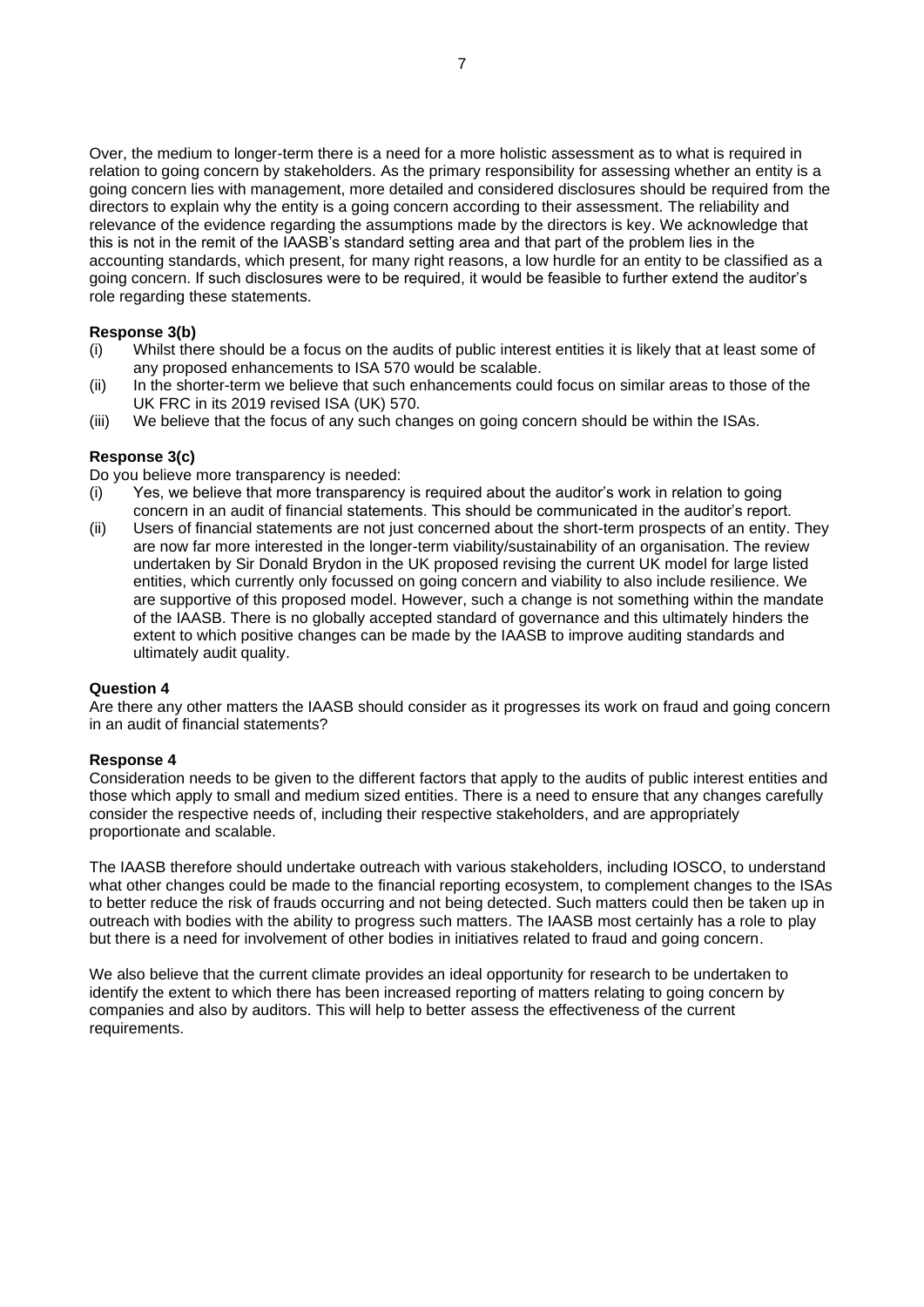Over, the medium to longer-term there is a need for a more holistic assessment as to what is required in relation to going concern by stakeholders. As the primary responsibility for assessing whether an entity is a going concern lies with management, more detailed and considered disclosures should be required from the directors to explain why the entity is a going concern according to their assessment. The reliability and relevance of the evidence regarding the assumptions made by the directors is key. We acknowledge that this is not in the remit of the IAASB's standard setting area and that part of the problem lies in the accounting standards, which present, for many right reasons, a low hurdle for an entity to be classified as a going concern. If such disclosures were to be required, it would be feasible to further extend the auditor's role regarding these statements.

**Response 3(b)**

- (i) Whilst there should be a focus on the audits of public interest entities it is likely that at least some of any proposed enhancements to ISA 570 would be scalable.
- (ii) In the shorter-term we believe that such enhancements could focus on similar areas to those of the UK FRC in its 2019 revised ISA (UK) 570.
- (iii) We believe that the focus of any such changes on going concern should be within the ISAs.

**Response 3(c)**

Do you believe more transparency is needed:

- (i) Yes, we believe that more transparency is required about the auditor's work in relation to going concern in an audit of financial statements. This should be communicated in the auditor's report.
- (ii) Users of financial statements are not just concerned about the short-term prospects of an entity. They are now far more interested in the longer-term viability/sustainability of an organisation. The review undertaken by Sir Donald Brydon in the UK proposed revising the current UK model for large listed entities, which currently only focussed on going concern and viability to also include resilience. We are supportive of this proposed model. However, such a change is not something within the mandate of the IAASB. There is no globally accepted standard of governance and this ultimately hinders the extent to which positive changes can be made by the IAASB to improve auditing standards and ultimately audit quality.

**Question 4**

Are there any other matters the IAASB should consider as it progresses its work on fraud and going concern in an audit of financial statements?

**Response 4**

Consideration needs to be given to the different factors that apply to the audits of public interest entities and those which apply to small and medium sized entities. There is a need to ensure that any changes carefully consider the respective needs of, including their respective stakeholders, and are appropriately proportionate and scalable.

The IAASB therefore should undertake outreach with various stakeholders, including IOSCO, to understand what other changes could be made to the financial reporting ecosystem, to complement changes to the ISAs to better reduce the risk of frauds occurring and not being detected. Such matters could then be taken up in outreach with bodies with the ability to progress such matters. The IAASB most certainly has a role to play but there is a need for involvement of other bodies in initiatives related to fraud and going concern.

We also believe that the current climate provides an ideal opportunity for research to be undertaken to identify the extent to which there has been increased reporting of matters relating to going concern by companies and also by auditors. This will help to better assess the effectiveness of the current requirements.